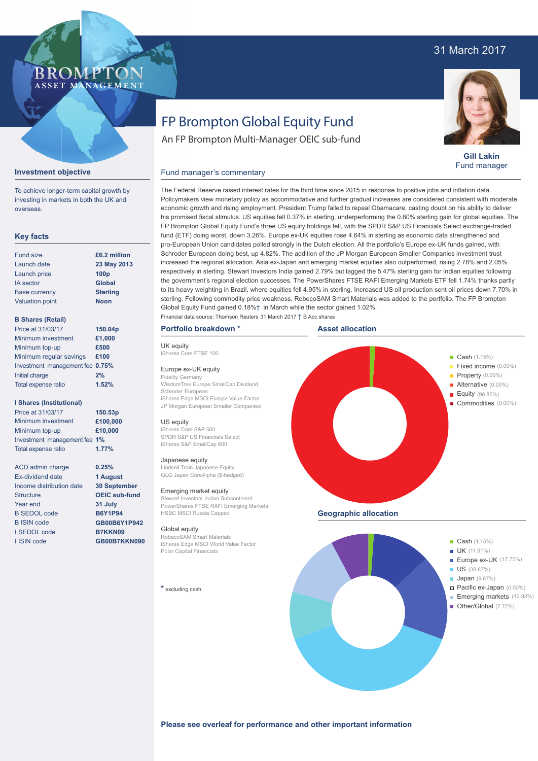31 March 2017

BROMPTON ASSET MANAGEMENT

# FP Brompton Global Equity Fund

An FP Brompton Multi-Manager OEIC sub-fund

**Gill Lakin**
Fund manager

## Investment objective

To achieve longer-term capital growth by investing in markets in both the UK and overseas.

## Key facts

| | |
|---|---|
| Fund size | **£6.2 million** |
| Launch date | **23 May 2013** |
| Launch price | **100p** |
| IA sector | **Global** |
| Base currency | **Sterling** |
| Valuation point | **Noon** |

**B Shares (Retail)**

| | |
|---|---|
| Price at 31/03/17 | **150.04p** |
| Minimum investment | **£1,000** |
| Minimum top-up | **£500** |
| Minimum regular savings | **£100** |
| Investment management fee | **0.75%** |
| Initial charge | **2%** |
| Total expense ratio | **1.52%** |

**I Shares (Institutional)**

| | |
|---|---|
| Price at 31/03/17 | **150.53p** |
| Minimum investment | **£100,000** |
| Minimum top-up | **£10,000** |
| Investment management fee | **1%** |
| Total expense ratio | **1.77%** |

| | |
|---|---|
| ACD admin charge | **0.25%** |
| Ex-dividend date | **1 August** |
| Income distribution date | **30 September** |
| Structure | **OEIC sub-fund** |
| Year end | **31 July** |
| B SEDOL code | **B6Y1P94** |
| B ISIN code | **GB00B6Y1P942** |
| I SEDOL code | **B7KKN09** |
| I ISIN code | **GB00B7KKN090** |

## Fund manager's commentary

The Federal Reserve raised interest rates for the third time since 2015 in response to positive jobs and inflation data. Policymakers view monetary policy as accommodative and further gradual increases are considered consistent with moderate economic growth and rising employment. President Trump failed to repeal Obamacare, casting doubt on his ability to deliver his promised fiscal stimulus. US equities fell 0.37% in sterling, underperforming the 0.80% sterling gain for global equities. The FP Brompton Global Equity Fund's three US equity holdings fell, with the SPDR S&P US Financials Select exchange-traded fund (ETF) doing worst, down 3.26%. Europe ex-UK equities rose 4.64% in sterling as economic data strengthened and pro-European Union candidates polled strongly in the Dutch election. All the portfolio's Europe ex-UK funds gained, with Schroder European doing best, up 4.82%. The addition of the JP Morgan European Smaller Companies investment trust increased the regional allocation. Asia ex-Japan and emerging market equities also outperformed, rising 2.78% and 2.05% respectively in sterling. Stewart Investors India gained 2.79% but lagged the 5.47% sterling gain for Indian equities following the government's regional election successes. The PowerShares FTSE RAFI Emerging Markets ETF fell 1.74% thanks partly to its heavy weighting in Brazil, where equities fell 4.95% in sterling. Increased US oil production sent oil prices down 7.70% in sterling. Following commodity price weakness, RobecoSAM Smart Materials was added to the portfolio. The FP Brompton Global Equity Fund gained 0.18%† in March while the sector gained 1.02%.

Financial data source: Thomson Reuters 31 March 2017 † B Acc shares

## Portfolio breakdown *

**UK equity**
- iShares Core FTSE 100

**Europe ex-UK equity**
- Fidelity Germany
- WisdomTree Europe SmallCap Dividend
- Schroder European
- iShares Edge MSCI Europe Value Factor
- JP Morgan European Smaller Companies

**US equity**
- iShares Core S&P 500
- SPDR S&P US Financials Select
- iShares S&P SmallCap 600

**Japanese equity**
- Lindsell Train Japanese Equity
- GLG Japan CoreAlpha ($-hedged)

**Emerging market equity**
- Stewart Investors Indian Subcontinent
- PowerShares FTSE RAFI Emerging Markets
- HSBC MSCI Russia Capped

**Global equity**
- RobecoSAM Smart Materials
- iShares Edge MSCI World Value Factor
- Polar Capital Financials

\* excluding cash

## Asset allocation

- Cash (1.15%)
- Fixed income (0.00%)
- Property (0.00%)
- Alternative (0.00%)
- Equity (98.85%)
- Commodities (0.00%)

## Geographic allocation

- Cash (1.15%)
- UK (11.91%)
- Europe ex-UK (17.75%)
- US (38.87%)
- Japan (9.67%)
- Pacific ex-Japan (0.00%)
- Emerging markets (12.93%)
- Other/Global (7.72%)

**Please see overleaf for performance and other important information**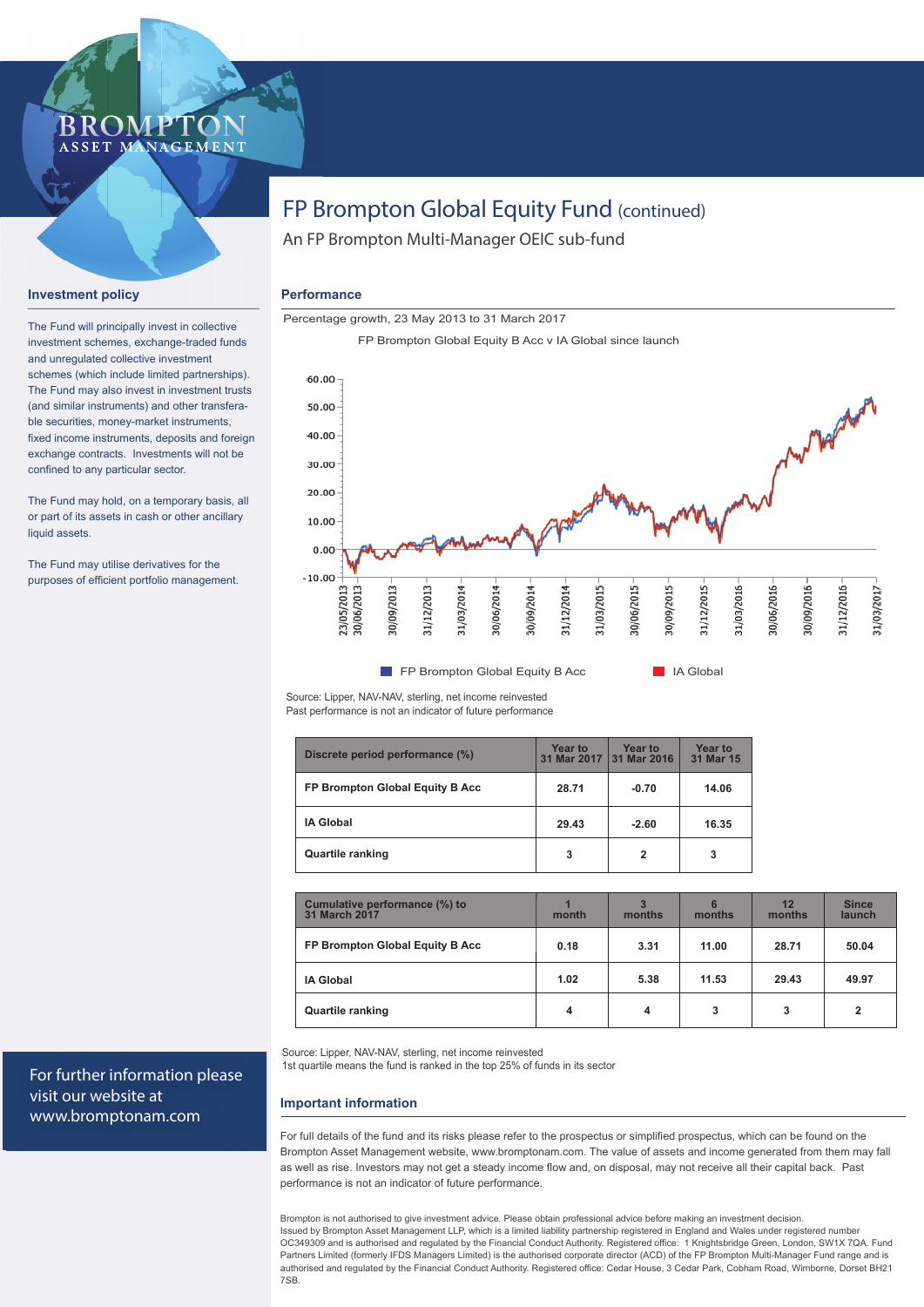# FP Brompton Global Equity Fund (continued)

An FP Brompton Multi-Manager OEIC sub-fund

## Investment policy

The Fund will principally invest in collective investment schemes, exchange-traded funds and unregulated collective investment schemes (which include limited partnerships). The Fund may also invest in investment trusts (and similar instruments) and other transferable securities, money-market instruments, fixed income instruments, deposits and foreign exchange contracts. Investments will not be confined to any particular sector.

The Fund may hold, on a temporary basis, all or part of its assets in cash or other ancillary liquid assets.

The Fund may utilise derivatives for the purposes of efficient portfolio management.

## Performance

Percentage growth, 23 May 2013 to 31 March 2017

FP Brompton Global Equity B Acc v IA Global since launch

60.00
50.00
40.00
30.00
20.00
10.00
0.00
-10.00

23/05/2013 30/06/2013 30/09/2013 31/12/2013 31/03/2014 30/06/2014 30/09/2014 31/12/2014 31/03/2015 30/06/2015 30/09/2015 31/12/2015 31/03/2016 30/06/2016 30/09/2016 31/12/2016 31/03/2017

FP Brompton Global Equity B Acc    IA Global

Source: Lipper, NAV-NAV, sterling, net income reinvested
Past performance is not an indicator of future performance

| Discrete period performance (%) | Year to 31 Mar 2017 | Year to 31 Mar 2016 | Year to 31 Mar 15 |
|---|---|---|---|
| **FP Brompton Global Equity B Acc** | 28.71 | -0.70 | 14.06 |
| **IA Global** | 29.43 | -2.60 | 16.35 |
| **Quartile ranking** | 3 | 2 | 3 |

| Cumulative performance (%) to 31 March 2017 | 1 month | 3 months | 6 months | 12 months | Since launch |
|---|---|---|---|---|---|
| **FP Brompton Global Equity B Acc** | 0.18 | 3.31 | 11.00 | 28.71 | 50.04 |
| **IA Global** | 1.02 | 5.38 | 11.53 | 29.43 | 49.97 |
| **Quartile ranking** | 4 | 4 | 3 | 3 | 2 |

Source: Lipper, NAV-NAV, sterling, net income reinvested
1st quartile means the fund is ranked in the top 25% of funds in its sector

For further information please visit our website at www.bromptonam.com

## Important information

For full details of the fund and its risks please refer to the prospectus or simplified prospectus, which can be found on the Brompton Asset Management website, www.bromptonam.com. The value of assets and income generated from them may fall as well as rise. Investors may not get a steady income flow and, on disposal, may not receive all their capital back. Past performance is not an indicator of future performance.

Brompton is not authorised to give investment advice. Please obtain professional advice before making an investment decision. Issued by Brompton Asset Management LLP, which is a limited liability partnership registered in England and Wales under registered number OC349309 and is authorised and regulated by the Financial Conduct Authority. Registered office: 1 Knightsbridge Green, London, SW1X 7QA. Fund Partners Limited (formerly IFDS Managers Limited) is the authorised corporate director (ACD) of the FP Brompton Multi-Manager Fund range and is authorised and regulated by the Financial Conduct Authority. Registered office: Cedar House, 3 Cedar Park, Cobham Road, Wimborne, Dorset BH21 7SB.